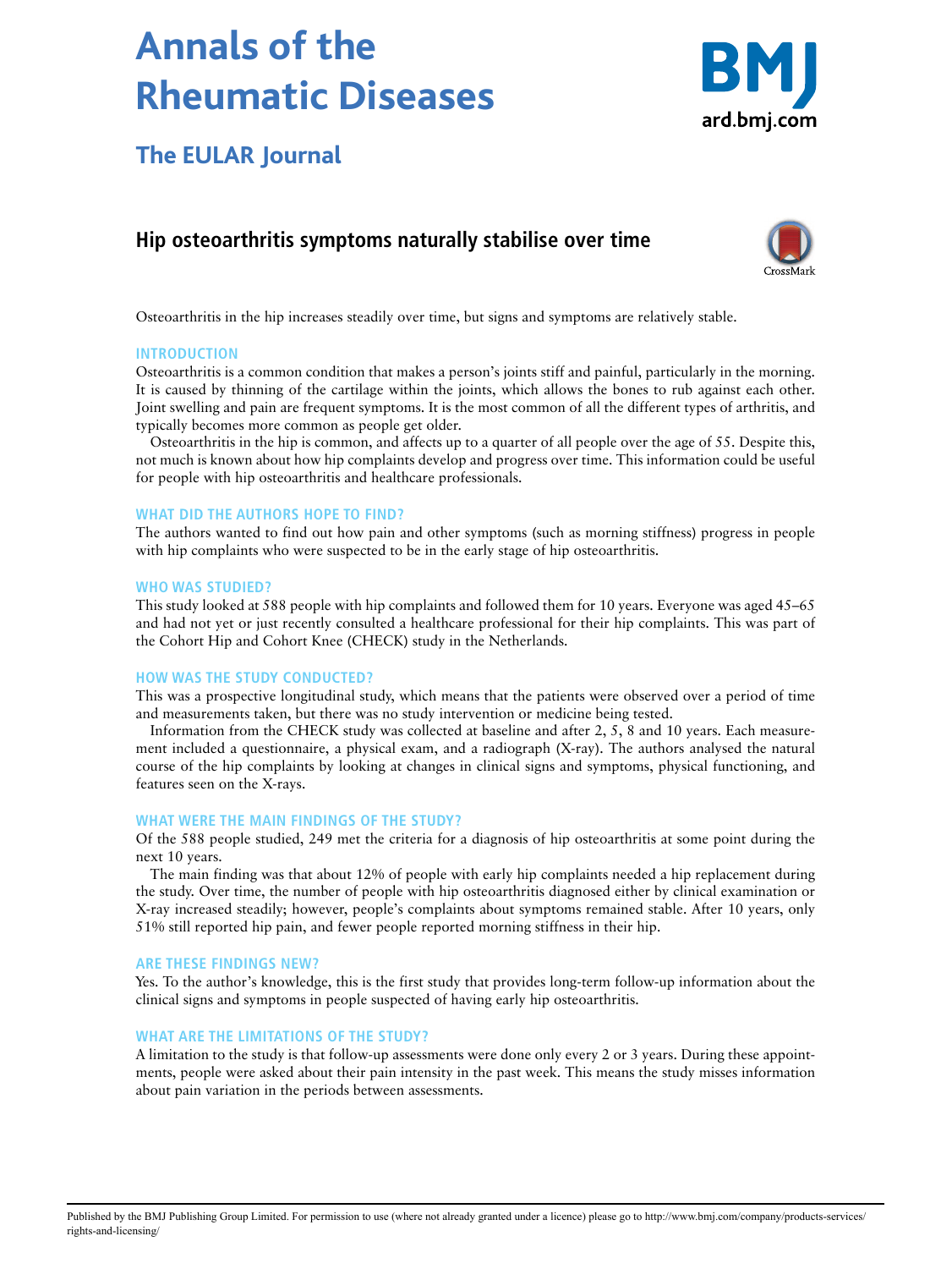# Annals of the Rheumatic Diseases

## The EULAR Journal

## Hip osteoarthritis symptoms naturally stabilise over time

Osteoarthritis in the hip increases steadily over time, but signs and symptoms are relatively stable.

### INTRODUCTION

Osteoarthritis is a common condition that makes a person's joints stiff and painful, particularly in the morning. It is caused by thinning of the cartilage within the joints, which allows the bones to rub against each other. Joint swelling and pain are frequent symptoms. It is the most common of all the different types of arthritis, and typically becomes more common as people get older.

Osteoarthritis in the hip is common, and affects up to a quarter of all people over the age of 55. Despite this, not much is known about how hip complaints develop and progress over time. This information could be useful for people with hip osteoarthritis and healthcare professionals.

### WHAT DID THE AUTHORS HOPE TO FIND?

The authors wanted to find out how pain and other symptoms (such as morning stiffness) progress in people with hip complaints who were suspected to be in the early stage of hip osteoarthritis.

### WHO WAS STUDIED?

This study looked at 588 people with hip complaints and followed them for 10 years. Everyone was aged 45–65 and had not yet or just recently consulted a healthcare professional for their hip complaints. This was part of the Cohort Hip and Cohort Knee (CHECK) study in the Netherlands.

### HOW WAS THE STUDY CONDUCTED?

This was a prospective longitudinal study, which means that the patients were observed over a period of time and measurements taken, but there was no study intervention or medicine being tested.

Information from the CHECK study was collected at baseline and after 2, 5, 8 and 10 years. Each measurement included a questionnaire, a physical exam, and a radiograph (X-ray). The authors analysed the natural course of the hip complaints by looking at changes in clinical signs and symptoms, physical functioning, and features seen on the X-rays.

### WHAT WERE THE MAIN FINDINGS OF THE STUDY?

Of the 588 people studied, 249 met the criteria for a diagnosis of hip osteoarthritis at some point during the next 10 years.

The main finding was that about 12% of people with early hip complaints needed a hip replacement during the study. Over time, the number of people with hip osteoarthritis diagnosed either by clinical examination or X-ray increased steadily; however, people's complaints about symptoms remained stable. After 10 years, only 51% still reported hip pain, and fewer people reported morning stiffness in their hip.

### ARE THESE FINDINGS NEW?

Yes. To the author's knowledge, this is the first study that provides long-term follow-up information about the clinical signs and symptoms in people suspected of having early hip osteoarthritis.

### WHAT ARE THE LIMITATIONS OF THE STUDY?

A limitation to the study is that follow-up assessments were done only every 2 or 3 years. During these appointments, people were asked about their pain intensity in the past week. This means the study misses information about pain variation in the periods between assessments.

Published by the BMJ Publishing Group Limited. For permission to use (where not already granted under a licence) please go to http://www.bmj.com/company/products-services/rights-and-licensing/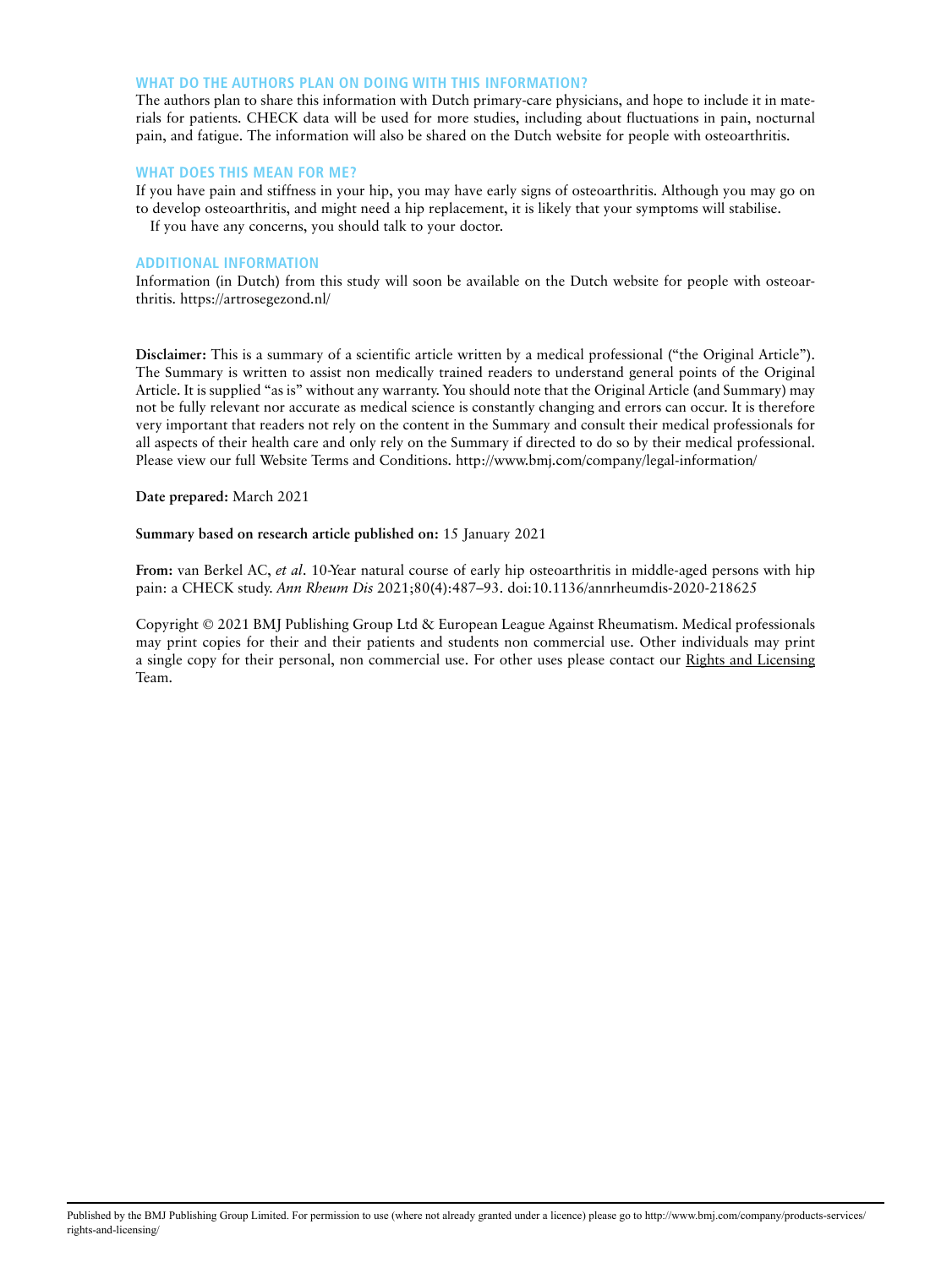## WHAT DO THE AUTHORS PLAN ON DOING WITH THIS INFORMATION?

The authors plan to share this information with Dutch primary-care physicians, and hope to include it in materials for patients. CHECK data will be used for more studies, including about fluctuations in pain, nocturnal pain, and fatigue. The information will also be shared on the Dutch website for people with osteoarthritis.

## WHAT DOES THIS MEAN FOR ME?

If you have pain and stiffness in your hip, you may have early signs of osteoarthritis. Although you may go on to develop osteoarthritis, and might need a hip replacement, it is likely that your symptoms will stabilise.

If you have any concerns, you should talk to your doctor.

## ADDITIONAL INFORMATION

Information (in Dutch) from this study will soon be available on the Dutch website for people with osteoarthritis. https://artrosegezond.nl/

**Disclaimer:** This is a summary of a scientific article written by a medical professional ("the Original Article"). The Summary is written to assist non medically trained readers to understand general points of the Original Article. It is supplied "as is" without any warranty. You should note that the Original Article (and Summary) may not be fully relevant nor accurate as medical science is constantly changing and errors can occur. It is therefore very important that readers not rely on the content in the Summary and consult their medical professionals for all aspects of their health care and only rely on the Summary if directed to do so by their medical professional. Please view our full Website Terms and Conditions. http://www.bmj.com/company/legal-information/

**Date prepared:** March 2021

**Summary based on research article published on:** 15 January 2021

**From:** van Berkel AC, *et al*. 10-Year natural course of early hip osteoarthritis in middle-aged persons with hip pain: a CHECK study. *Ann Rheum Dis* 2021;80(4):487–93. doi:10.1136/annrheumdis-2020-218625

Copyright © 2021 BMJ Publishing Group Ltd & European League Against Rheumatism. Medical professionals may print copies for their and their patients and students non commercial use. Other individuals may print a single copy for their personal, non commercial use. For other uses please contact our Rights and Licensing Team.

Published by the BMJ Publishing Group Limited. For permission to use (where not already granted under a licence) please go to http://www.bmj.com/company/products-services/rights-and-licensing/